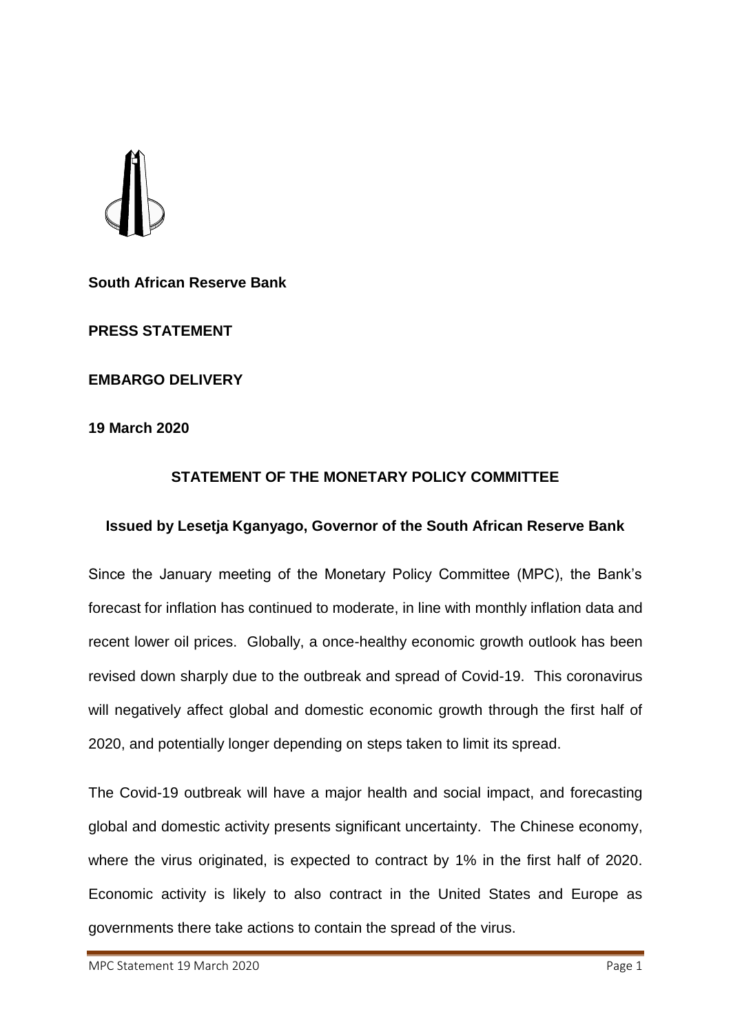**South African Reserve Bank**

**PRESS STATEMENT**

**EMBARGO DELIVERY**

**19 March 2020**

## STATEMENT OF THE MONETARY POLICY COMMITTEE

### Issued by Lesetja Kganyago, Governor of the South African Reserve Bank

Since the January meeting of the Monetary Policy Committee (MPC), the Bank's forecast for inflation has continued to moderate, in line with monthly inflation data and recent lower oil prices. Globally, a once-healthy economic growth outlook has been revised down sharply due to the outbreak and spread of Covid-19. This coronavirus will negatively affect global and domestic economic growth through the first half of 2020, and potentially longer depending on steps taken to limit its spread.

The Covid-19 outbreak will have a major health and social impact, and forecasting global and domestic activity presents significant uncertainty. The Chinese economy, where the virus originated, is expected to contract by 1% in the first half of 2020. Economic activity is likely to also contract in the United States and Europe as governments there take actions to contain the spread of the virus.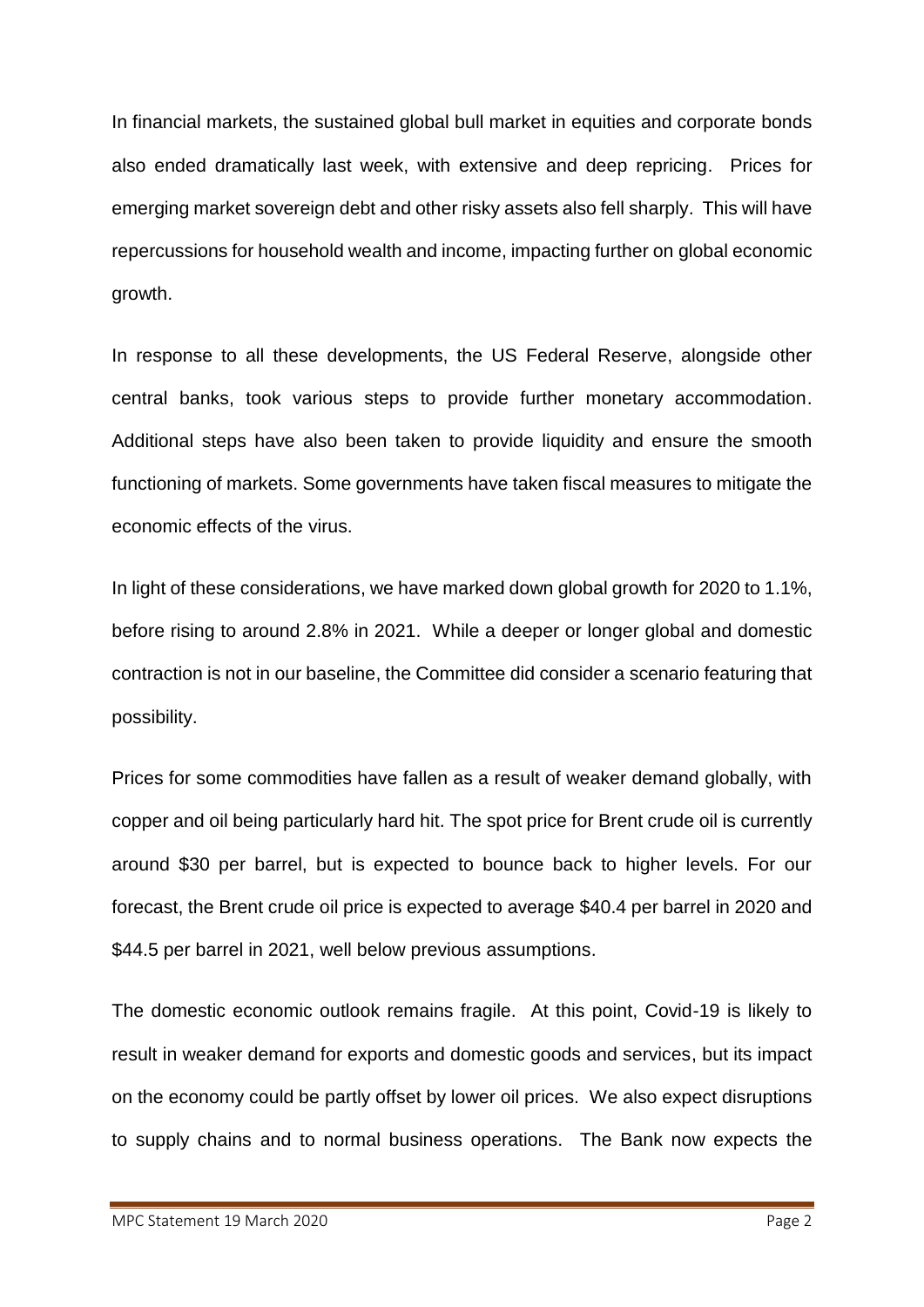In financial markets, the sustained global bull market in equities and corporate bonds also ended dramatically last week, with extensive and deep repricing. Prices for emerging market sovereign debt and other risky assets also fell sharply. This will have repercussions for household wealth and income, impacting further on global economic growth.

In response to all these developments, the US Federal Reserve, alongside other central banks, took various steps to provide further monetary accommodation. Additional steps have also been taken to provide liquidity and ensure the smooth functioning of markets. Some governments have taken fiscal measures to mitigate the economic effects of the virus.

In light of these considerations, we have marked down global growth for 2020 to 1.1%, before rising to around 2.8% in 2021. While a deeper or longer global and domestic contraction is not in our baseline, the Committee did consider a scenario featuring that possibility.

Prices for some commodities have fallen as a result of weaker demand globally, with copper and oil being particularly hard hit. The spot price for Brent crude oil is currently around $30 per barrel, but is expected to bounce back to higher levels. For our forecast, the Brent crude oil price is expected to average $40.4 per barrel in 2020 and $44.5 per barrel in 2021, well below previous assumptions.

The domestic economic outlook remains fragile. At this point, Covid-19 is likely to result in weaker demand for exports and domestic goods and services, but its impact on the economy could be partly offset by lower oil prices. We also expect disruptions to supply chains and to normal business operations. The Bank now expects the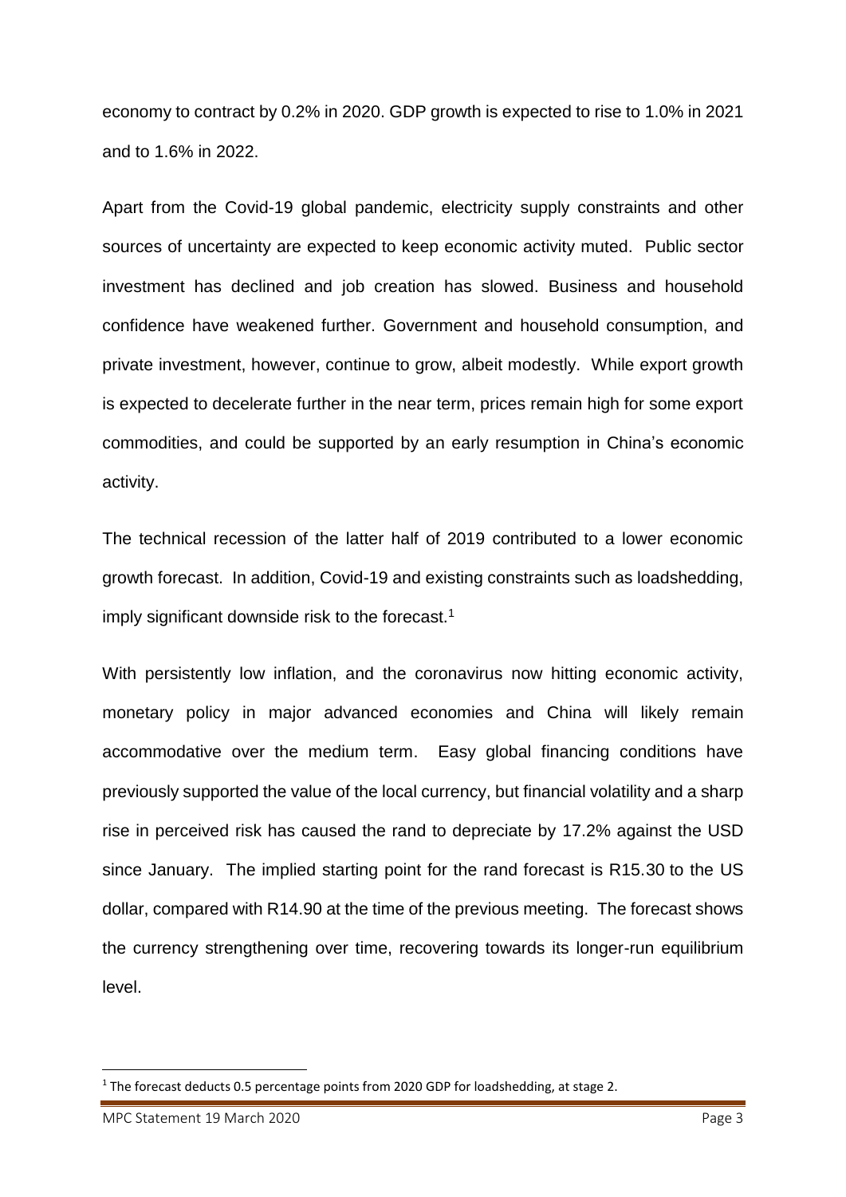economy to contract by 0.2% in 2020. GDP growth is expected to rise to 1.0% in 2021 and to 1.6% in 2022.

Apart from the Covid-19 global pandemic, electricity supply constraints and other sources of uncertainty are expected to keep economic activity muted. Public sector investment has declined and job creation has slowed. Business and household confidence have weakened further. Government and household consumption, and private investment, however, continue to grow, albeit modestly. While export growth is expected to decelerate further in the near term, prices remain high for some export commodities, and could be supported by an early resumption in China's economic activity.

The technical recession of the latter half of 2019 contributed to a lower economic growth forecast. In addition, Covid-19 and existing constraints such as loadshedding, imply significant downside risk to the forecast.[1]

With persistently low inflation, and the coronavirus now hitting economic activity, monetary policy in major advanced economies and China will likely remain accommodative over the medium term. Easy global financing conditions have previously supported the value of the local currency, but financial volatility and a sharp rise in perceived risk has caused the rand to depreciate by 17.2% against the USD since January. The implied starting point for the rand forecast is R15.30 to the US dollar, compared with R14.90 at the time of the previous meeting. The forecast shows the currency strengthening over time, recovering towards its longer-run equilibrium level.

---

[1] The forecast deducts 0.5 percentage points from 2020 GDP for loadshedding, at stage 2.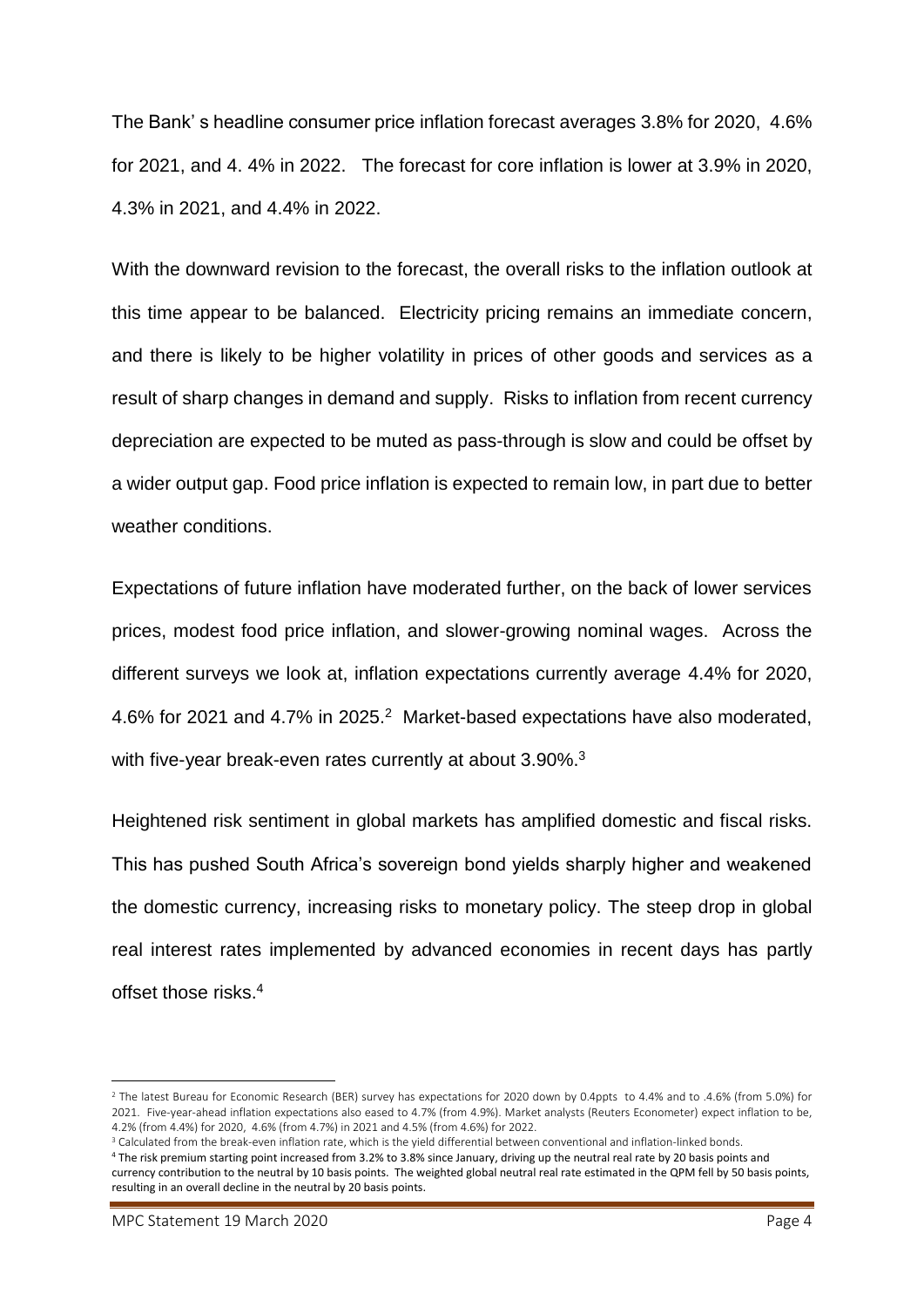The Bank' s headline consumer price inflation forecast averages 3.8% for 2020, 4.6% for 2021, and 4. 4% in 2022. The forecast for core inflation is lower at 3.9% in 2020, 4.3% in 2021, and 4.4% in 2022.

With the downward revision to the forecast, the overall risks to the inflation outlook at this time appear to be balanced. Electricity pricing remains an immediate concern, and there is likely to be higher volatility in prices of other goods and services as a result of sharp changes in demand and supply. Risks to inflation from recent currency depreciation are expected to be muted as pass-through is slow and could be offset by a wider output gap. Food price inflation is expected to remain low, in part due to better weather conditions.

Expectations of future inflation have moderated further, on the back of lower services prices, modest food price inflation, and slower-growing nominal wages. Across the different surveys we look at, inflation expectations currently average 4.4% for 2020, 4.6% for 2021 and 4.7% in 2025.[2] Market-based expectations have also moderated, with five-year break-even rates currently at about 3.90%.[3]

Heightened risk sentiment in global markets has amplified domestic and fiscal risks. This has pushed South Africa's sovereign bond yields sharply higher and weakened the domestic currency, increasing risks to monetary policy. The steep drop in global real interest rates implemented by advanced economies in recent days has partly offset those risks.[4]

---

[2] The latest Bureau for Economic Research (BER) survey has expectations for 2020 down by 0.4ppts to 4.4% and to .4.6% (from 5.0%) for 2021. Five-year-ahead inflation expectations also eased to 4.7% (from 4.9%). Market analysts (Reuters Econometer) expect inflation to be, 4.2% (from 4.4%) for 2020, 4.6% (from 4.7%) in 2021 and 4.5% (from 4.6%) for 2022.

[3] Calculated from the break-even inflation rate, which is the yield differential between conventional and inflation-linked bonds.

[4] The risk premium starting point increased from 3.2% to 3.8% since January, driving up the neutral real rate by 20 basis points and currency contribution to the neutral by 10 basis points. The weighted global neutral real rate estimated in the QPM fell by 50 basis points, resulting in an overall decline in the neutral by 20 basis points.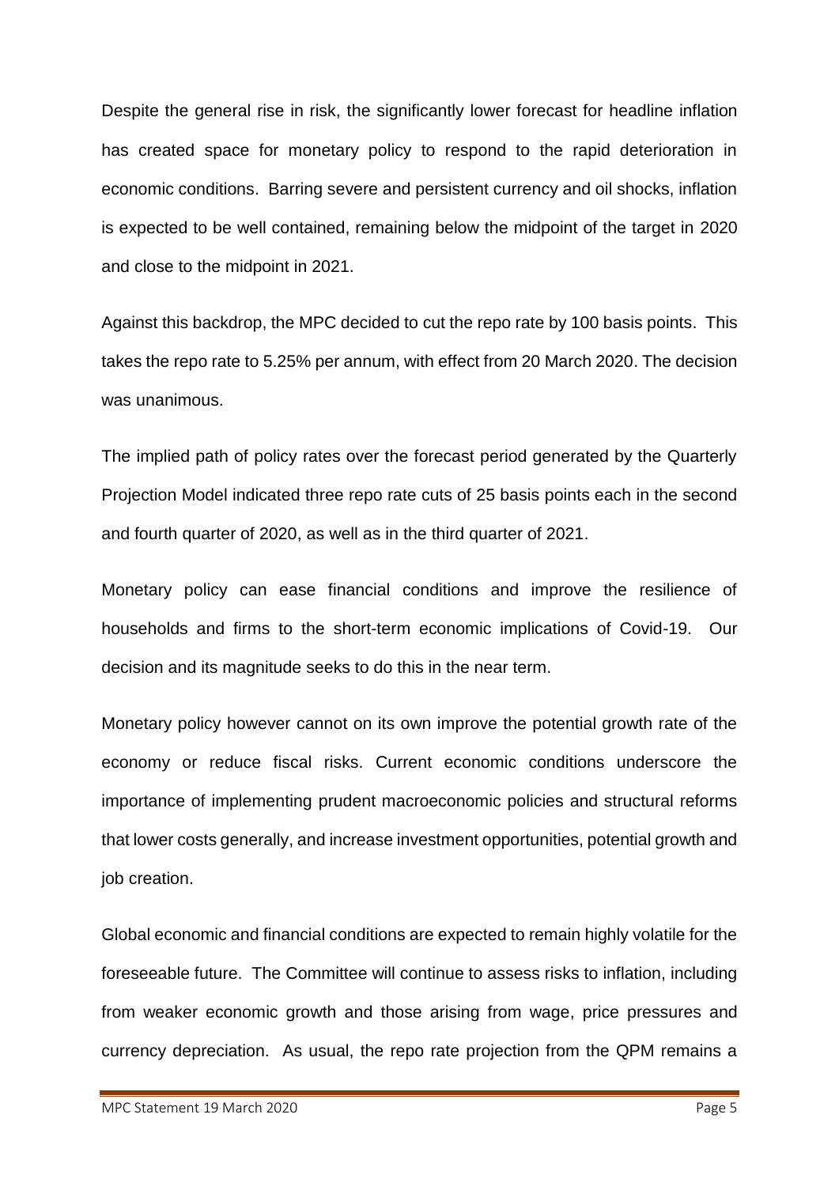Despite the general rise in risk, the significantly lower forecast for headline inflation has created space for monetary policy to respond to the rapid deterioration in economic conditions. Barring severe and persistent currency and oil shocks, inflation is expected to be well contained, remaining below the midpoint of the target in 2020 and close to the midpoint in 2021.

Against this backdrop, the MPC decided to cut the repo rate by 100 basis points. This takes the repo rate to 5.25% per annum, with effect from 20 March 2020. The decision was unanimous.

The implied path of policy rates over the forecast period generated by the Quarterly Projection Model indicated three repo rate cuts of 25 basis points each in the second and fourth quarter of 2020, as well as in the third quarter of 2021.

Monetary policy can ease financial conditions and improve the resilience of households and firms to the short-term economic implications of Covid-19. Our decision and its magnitude seeks to do this in the near term.

Monetary policy however cannot on its own improve the potential growth rate of the economy or reduce fiscal risks. Current economic conditions underscore the importance of implementing prudent macroeconomic policies and structural reforms that lower costs generally, and increase investment opportunities, potential growth and job creation.

Global economic and financial conditions are expected to remain highly volatile for the foreseeable future. The Committee will continue to assess risks to inflation, including from weaker economic growth and those arising from wage, price pressures and currency depreciation. As usual, the repo rate projection from the QPM remains a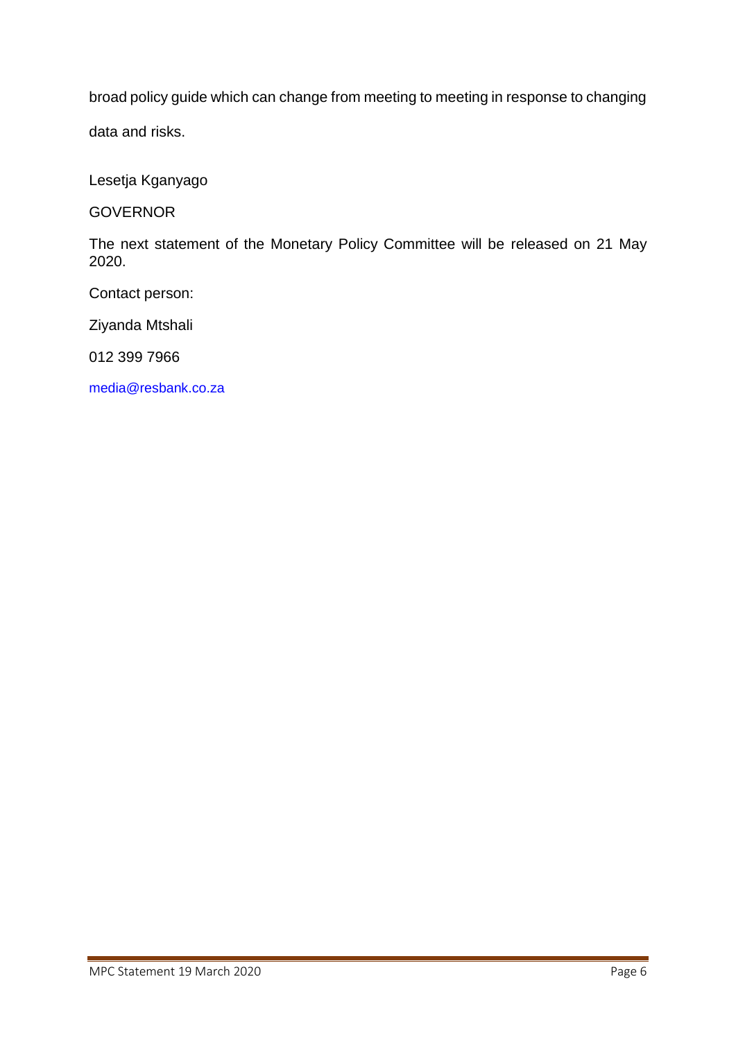broad policy guide which can change from meeting to meeting in response to changing data and risks.

Lesetja Kganyago

GOVERNOR

The next statement of the Monetary Policy Committee will be released on 21 May 2020.

Contact person:

Ziyanda Mtshali

012 399 7966

media@resbank.co.za